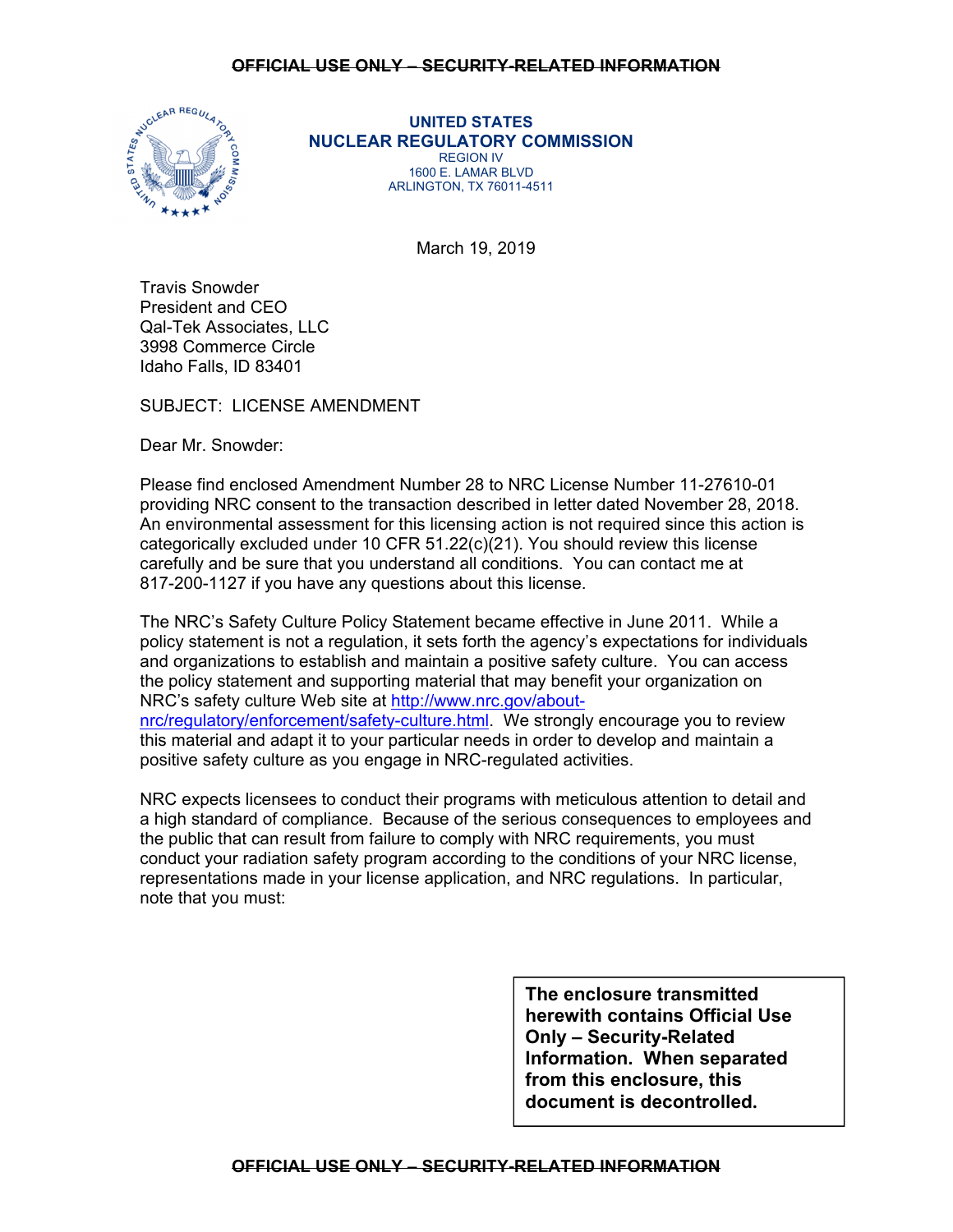~~OFFICIAL USE ONLY – SECURITY-RELATED INFORMATION~~

**UNITED STATES**
**NUCLEAR REGULATORY COMMISSION**
REGION IV
1600 E. LAMAR BLVD
ARLINGTON, TX 76011-4511

March 19, 2019

Travis Snowder
President and CEO
Qal-Tek Associates, LLC
3998 Commerce Circle
Idaho Falls, ID 83401

SUBJECT: LICENSE AMENDMENT

Dear Mr. Snowder:

Please find enclosed Amendment Number 28 to NRC License Number 11-27610-01 providing NRC consent to the transaction described in letter dated November 28, 2018. An environmental assessment for this licensing action is not required since this action is categorically excluded under 10 CFR 51.22(c)(21). You should review this license carefully and be sure that you understand all conditions. You can contact me at 817-200-1127 if you have any questions about this license.

The NRC's Safety Culture Policy Statement became effective in June 2011. While a policy statement is not a regulation, it sets forth the agency's expectations for individuals and organizations to establish and maintain a positive safety culture. You can access the policy statement and supporting material that may benefit your organization on NRC's safety culture Web site at http://www.nrc.gov/about-nrc/regulatory/enforcement/safety-culture.html. We strongly encourage you to review this material and adapt it to your particular needs in order to develop and maintain a positive safety culture as you engage in NRC-regulated activities.

NRC expects licensees to conduct their programs with meticulous attention to detail and a high standard of compliance. Because of the serious consequences to employees and the public that can result from failure to comply with NRC requirements, you must conduct your radiation safety program according to the conditions of your NRC license, representations made in your license application, and NRC regulations. In particular, note that you must:

**The enclosure transmitted herewith contains Official Use Only – Security-Related Information. When separated from this enclosure, this document is decontrolled.**

~~OFFICIAL USE ONLY – SECURITY-RELATED INFORMATION~~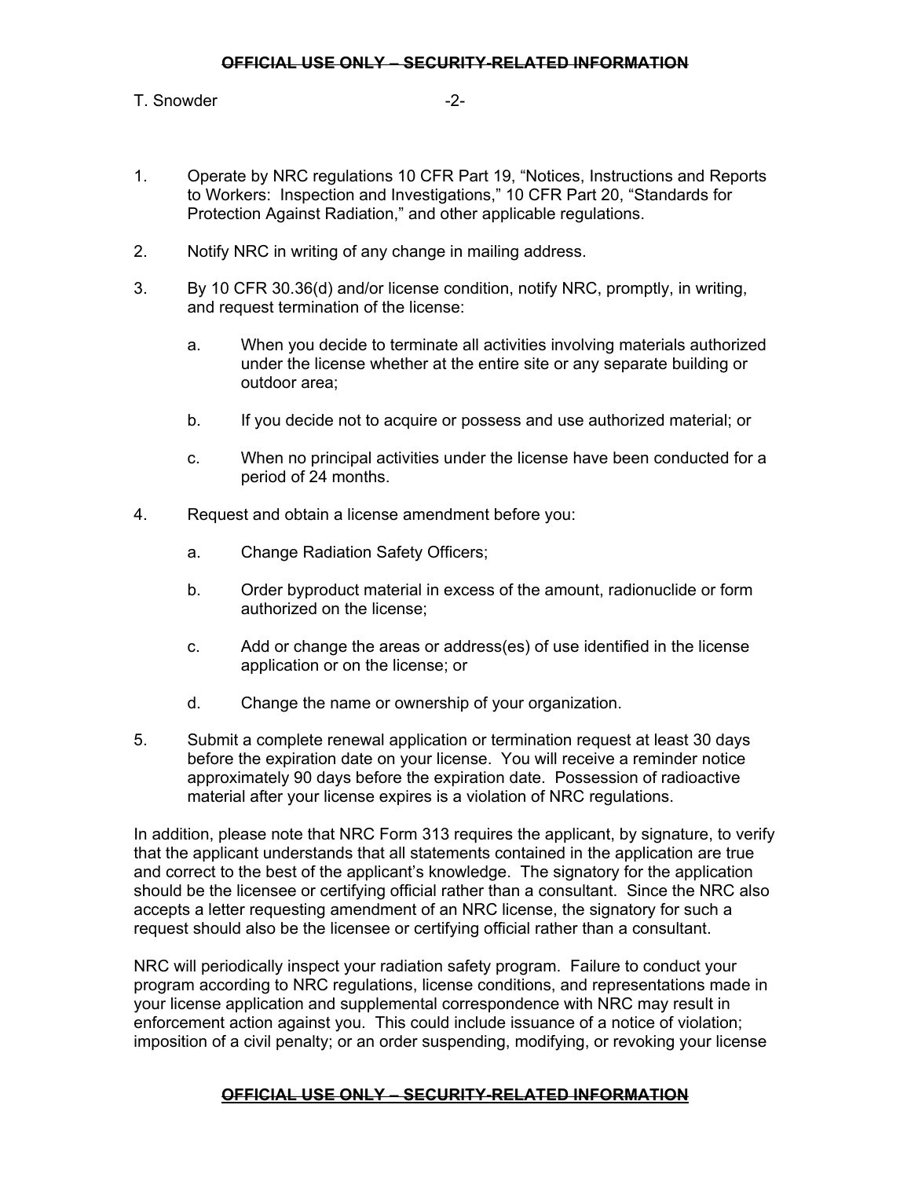1. Operate by NRC regulations 10 CFR Part 19, “Notices, Instructions and Reports to Workers: Inspection and Investigations,” 10 CFR Part 20, “Standards for Protection Against Radiation,” and other applicable regulations.

2. Notify NRC in writing of any change in mailing address.

3. By 10 CFR 30.36(d) and/or license condition, notify NRC, promptly, in writing, and request termination of the license:

   a. When you decide to terminate all activities involving materials authorized under the license whether at the entire site or any separate building or outdoor area;

   b. If you decide not to acquire or possess and use authorized material; or

   c. When no principal activities under the license have been conducted for a period of 24 months.

4. Request and obtain a license amendment before you:

   a. Change Radiation Safety Officers;

   b. Order byproduct material in excess of the amount, radionuclide or form authorized on the license;

   c. Add or change the areas or address(es) of use identified in the license application or on the license; or

   d. Change the name or ownership of your organization.

5. Submit a complete renewal application or termination request at least 30 days before the expiration date on your license. You will receive a reminder notice approximately 90 days before the expiration date. Possession of radioactive material after your license expires is a violation of NRC regulations.

In addition, please note that NRC Form 313 requires the applicant, by signature, to verify that the applicant understands that all statements contained in the application are true and correct to the best of the applicant’s knowledge. The signatory for the application should be the licensee or certifying official rather than a consultant. Since the NRC also accepts a letter requesting amendment of an NRC license, the signatory for such a request should also be the licensee or certifying official rather than a consultant.

NRC will periodically inspect your radiation safety program. Failure to conduct your program according to NRC regulations, license conditions, and representations made in your license application and supplemental correspondence with NRC may result in enforcement action against you. This could include issuance of a notice of violation; imposition of a civil penalty; or an order suspending, modifying, or revoking your license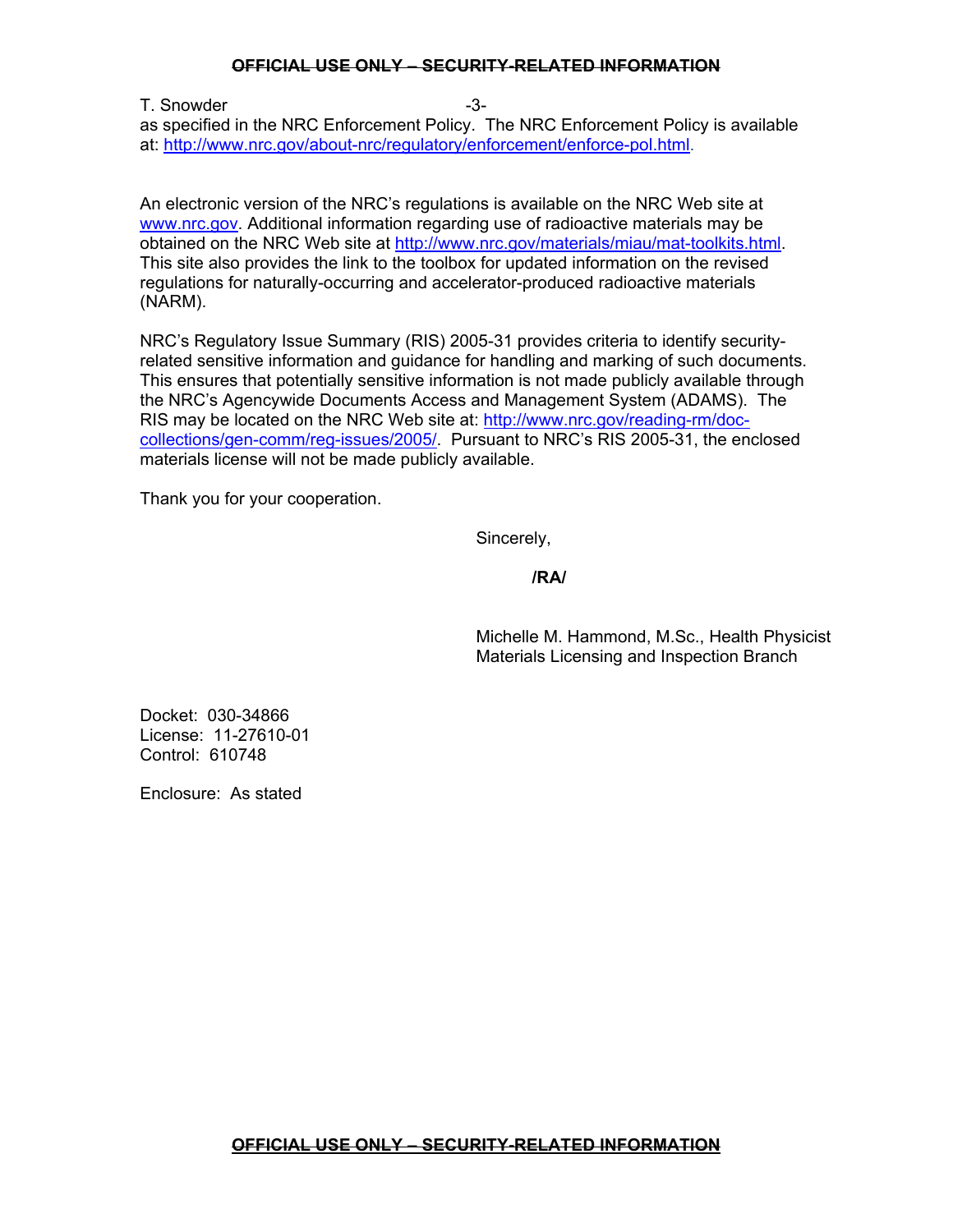as specified in the NRC Enforcement Policy. The NRC Enforcement Policy is available at: http://www.nrc.gov/about-nrc/regulatory/enforcement/enforce-pol.html.

An electronic version of the NRC's regulations is available on the NRC Web site at www.nrc.gov. Additional information regarding use of radioactive materials may be obtained on the NRC Web site at http://www.nrc.gov/materials/miau/mat-toolkits.html. This site also provides the link to the toolbox for updated information on the revised regulations for naturally-occurring and accelerator-produced radioactive materials (NARM).

NRC's Regulatory Issue Summary (RIS) 2005-31 provides criteria to identify security-related sensitive information and guidance for handling and marking of such documents. This ensures that potentially sensitive information is not made publicly available through the NRC's Agencywide Documents Access and Management System (ADAMS). The RIS may be located on the NRC Web site at: http://www.nrc.gov/reading-rm/doc-collections/gen-comm/reg-issues/2005/. Pursuant to NRC's RIS 2005-31, the enclosed materials license will not be made publicly available.

Thank you for your cooperation.

Sincerely,

**/RA/**

Michelle M. Hammond, M.Sc., Health Physicist
Materials Licensing and Inspection Branch

Docket: 030-34866
License: 11-27610-01
Control: 610748

Enclosure: As stated